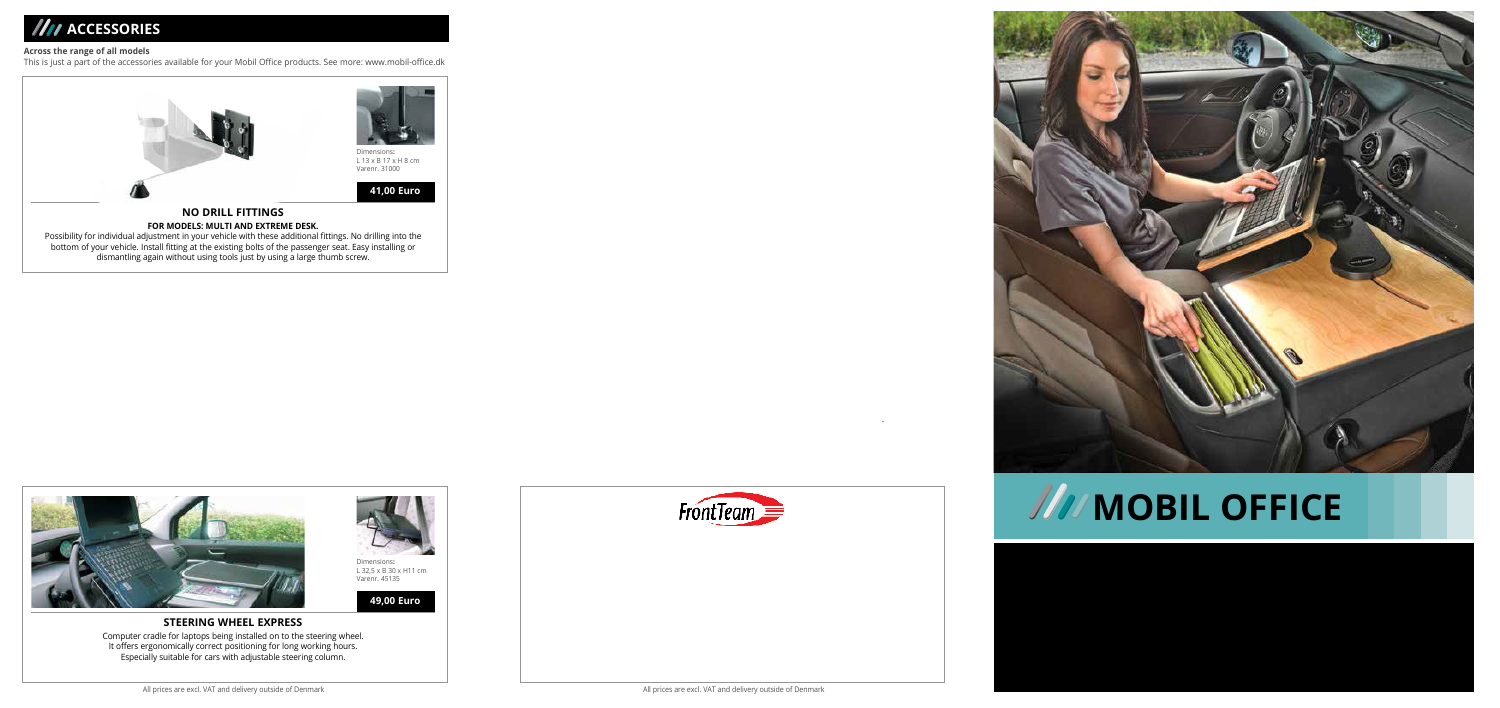# ACCESSORIES

**Across the range of all models**

This is just a part of the accessories available for your Mobil Office products. See more: www.mobil-office.dk

Dimensions:
L 13 x B 17 x H 8 cm
Varenr. 31000

**41,00 Euro**

## NO DRILL FITTINGS

**FOR MODELS: MULTI AND EXTREME DESK.**

Possibility for individual adjustment in your vehicle with these additional fittings. No drilling into the bottom of your vehicle. Install fitting at the existing bolts of the passenger seat. Easy installing or dismantling again without using tools just by using a large thumb screw.

Dimensions:
L 32,5 x B 30 x H11 cm
Varenr. 45135

**49,00 Euro**

## STEERING WHEEL EXPRESS

Computer cradle for laptops being installed on to the steering wheel. It offers ergonomically correct positioning for long working hours. Especially suitable for cars with adjustable steering column.

All prices are excl. VAT and delivery outside of Denmark

FrontTeam

All prices are excl. VAT and delivery outside of Denmark

# MOBIL OFFICE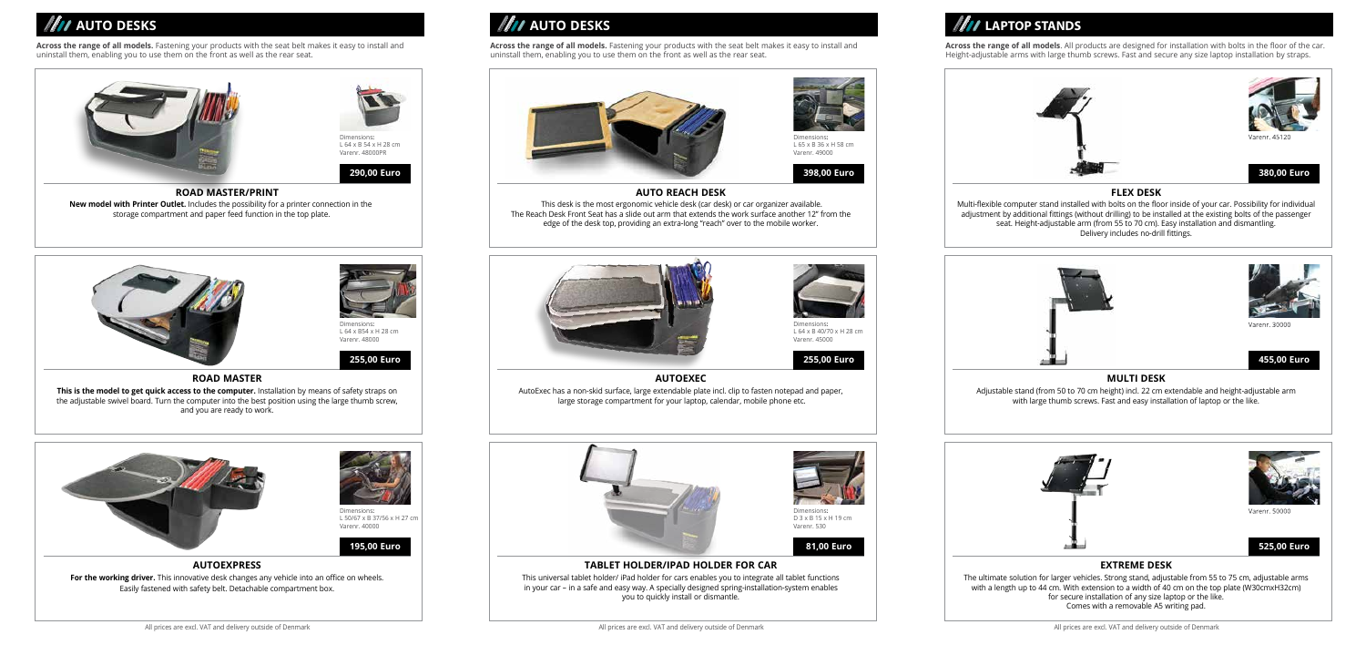# AUTO DESKS

**Across the range of all models.** Fastening your products with the seat belt makes it easy to install and uninstall them, enabling you to use them on the front as well as the rear seat.

Dimensions:
L 64 x B 54 x H 28 cm
Varenr. 48000PR

**290,00 Euro**

### ROAD MASTER/PRINT

**New model with Printer Outlet.** Includes the possibility for a printer connection in the storage compartment and paper feed function in the top plate.

Dimensions:
L 64 x B54 x H 28 cm
Varenr. 48000

**255,00 Euro**

### ROAD MASTER

**This is the model to get quick access to the computer.** Installation by means of safety straps on the adjustable swivel board. Turn the computer into the best position using the large thumb screw, and you are ready to work.

Dimensions:
L 50/67 x B 37/56 x H 27 cm
Varenr. 40000

**195,00 Euro**

### AUTOEXPRESS

**For the working driver.** This innovative desk changes any vehicle into an office on wheels. Easily fastened with safety belt. Detachable compartment box.

All prices are excl. VAT and delivery outside of Denmark

# AUTO DESKS

**Across the range of all models.** Fastening your products with the seat belt makes it easy to install and uninstall them, enabling you to use them on the front as well as the rear seat.

Dimensions:
L 65 x B 36 x H 58 cm
Varenr. 49000

**398,00 Euro**

### AUTO REACH DESK

This desk is the most ergonomic vehicle desk (car desk) or car organizer available. The Reach Desk Front Seat has a slide out arm that extends the work surface another 12" from the edge of the desk top, providing an extra-long "reach" over to the mobile worker.

Dimensions:
L 64 x B 40/70 x H 28 cm
Varenr. 45000

**255,00 Euro**

### AUTOEXEC

AutoExec has a non-skid surface, large extendable plate incl. clip to fasten notepad and paper, large storage compartment for your laptop, calendar, mobile phone etc.

Dimensions:
D 3 x B 15 x H 19 cm
Varenr. 530

**81,00 Euro**

### TABLET HOLDER/IPAD HOLDER FOR CAR

This universal tablet holder/ iPad holder for car enables you to integrate all tablet functions in your car – in a safe and easy way. A specially designed spring-installation-system enables you to quickly install or dismantle.

All prices are excl. VAT and delivery outside of Denmark

# LAPTOP STANDS

**Across the range of all models**. All products are designed for installation with bolts in the floor of the car. Height-adjustable arms with large thumb screws. Fast and secure any size laptop installation by straps.

Varenr. 45120

**380,00 Euro**

### FLEX DESK

Multi-flexible computer stand installed with bolts on the floor inside of your car. Possibility for individual adjustment by additional fittings (without drilling) to be installed at the existing bolts of the passenger seat. Height-adjustable arm (from 55 to 70 cm). Easy installation and dismantling. Delivery includes no-drill fittings.

Varenr. 30000

**455,00 Euro**

### MULTI DESK

Adjustable stand (from 50 to 70 cm height) incl. 22 cm extendable and height-adjustable arm with large thumb screws. Fast and easy installation of laptop or the like.

Varenr. 50000

**525,00 Euro**

### EXTREME DESK

The ultimate solution for larger vehicles. Strong stand, adjustable from 55 to 75 cm, adjustable arms with a length up to 44 cm. With extension to a width of 40 cm on the top plate (W30cmxH32cm) for secure installation of any size laptop or the like. Comes with a removable A5 writing pad.

All prices are excl. VAT and delivery outside of Denmark